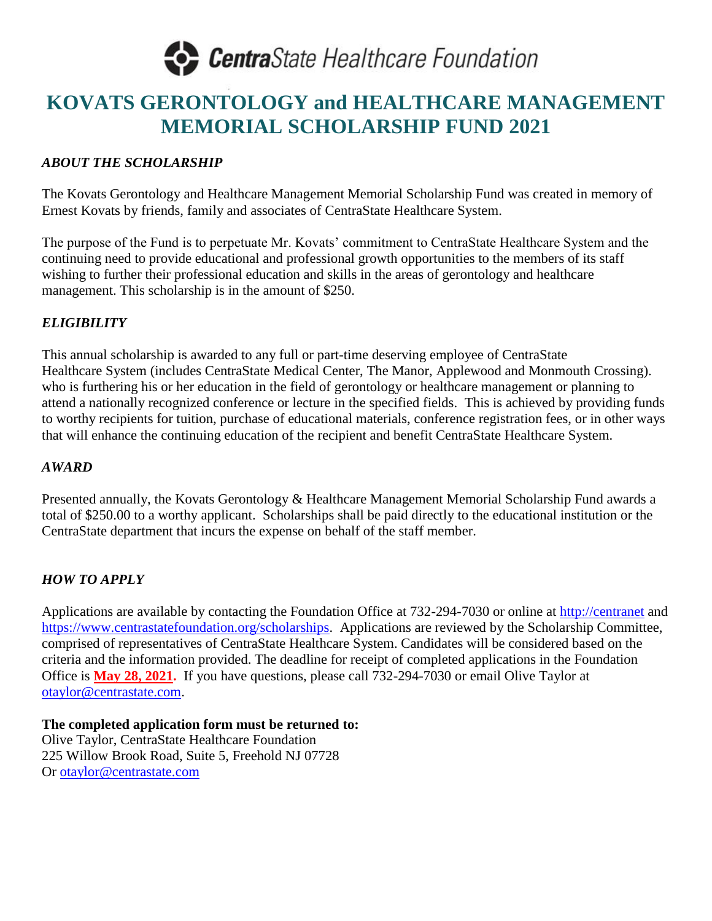**CentraState Healthcare Foundation**

# KOVATS GERONTOLOGY and HEALTHCARE MANAGEMENT MEMORIAL SCHOLARSHIP FUND 2021

### *ABOUT THE SCHOLARSHIP*

The Kovats Gerontology and Healthcare Management Memorial Scholarship Fund was created in memory of Ernest Kovats by friends, family and associates of CentraState Healthcare System.

The purpose of the Fund is to perpetuate Mr. Kovats' commitment to CentraState Healthcare System and the continuing need to provide educational and professional growth opportunities to the members of its staff wishing to further their professional education and skills in the areas of gerontology and healthcare management. This scholarship is in the amount of $250.

### *ELIGIBILITY*

This annual scholarship is awarded to any full or part-time deserving employee of CentraState Healthcare System (includes CentraState Medical Center, The Manor, Applewood and Monmouth Crossing). who is furthering his or her education in the field of gerontology or healthcare management or planning to attend a nationally recognized conference or lecture in the specified fields. This is achieved by providing funds to worthy recipients for tuition, purchase of educational materials, conference registration fees, or in other ways that will enhance the continuing education of the recipient and benefit CentraState Healthcare System.

### *AWARD*

Presented annually, the Kovats Gerontology & Healthcare Management Memorial Scholarship Fund awards a total of $250.00 to a worthy applicant. Scholarships shall be paid directly to the educational institution or the CentraState department that incurs the expense on behalf of the staff member.

### *HOW TO APPLY*

Applications are available by contacting the Foundation Office at 732-294-7030 or online at http://centranet and https://www.centrastatefoundation.org/scholarships. Applications are reviewed by the Scholarship Committee, comprised of representatives of CentraState Healthcare System. Candidates will be considered based on the criteria and the information provided. The deadline for receipt of completed applications in the Foundation Office is **May 28, 2021.** If you have questions, please call 732-294-7030 or email Olive Taylor at otaylor@centrastate.com.

**The completed application form must be returned to:**
Olive Taylor, CentraState Healthcare Foundation
225 Willow Brook Road, Suite 5, Freehold NJ 07728
Or otaylor@centrastate.com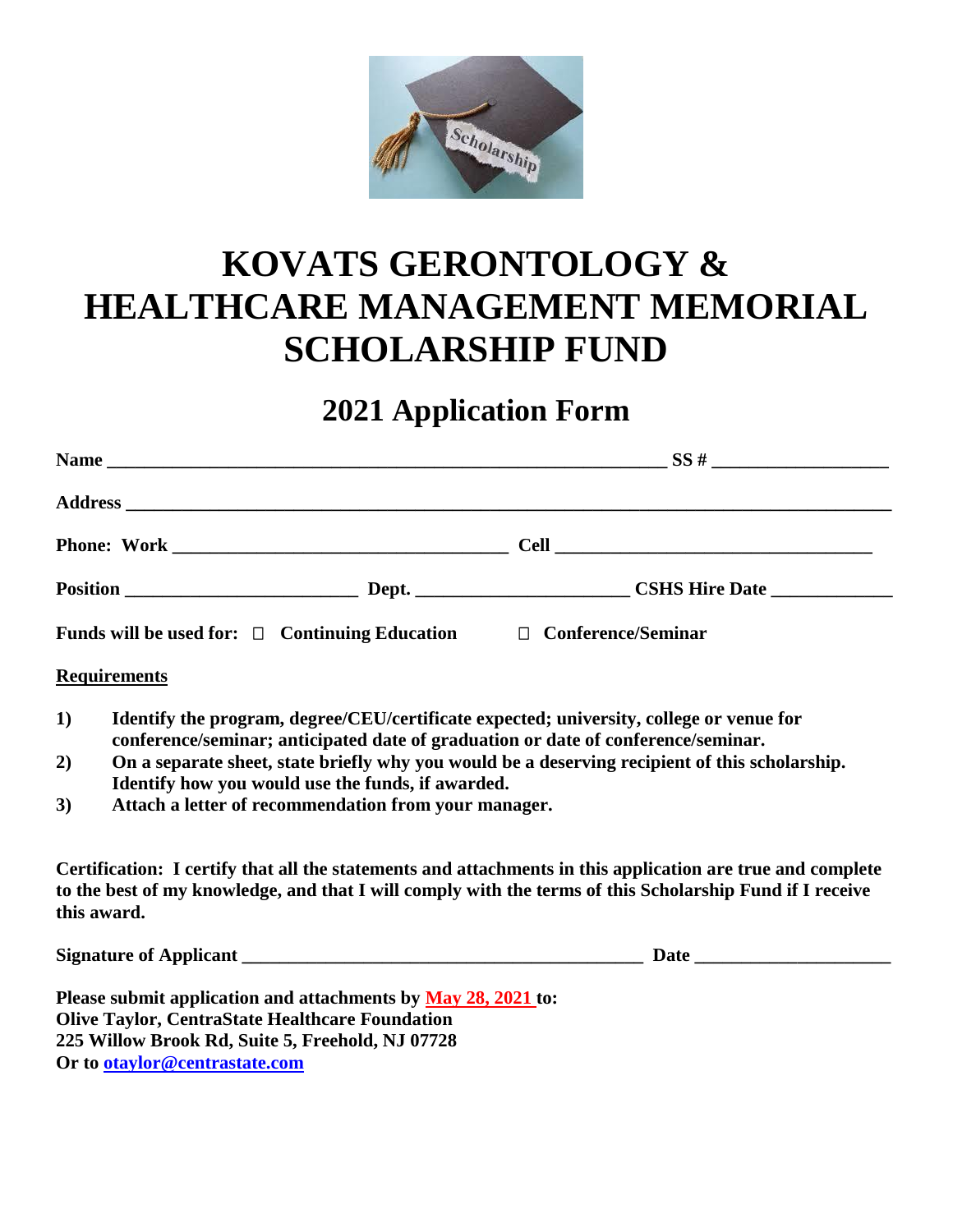# KOVATS GERONTOLOGY & HEALTHCARE MANAGEMENT MEMORIAL SCHOLARSHIP FUND

## 2021 Application Form

**Name** ______________________________________________ **SS #** ________________

**Address** ____________________________________________________________________

**Phone: Work** ____________________________ **Cell** ____________________________

**Position** ____________________ **Dept.** ____________________ **CSHS Hire Date** ____________

**Funds will be used for:** ☐ **Continuing Education** ☐ **Conference/Seminar**

**Requirements**

1) **Identify the program, degree/CEU/certificate expected; university, college or venue for conference/seminar; anticipated date of graduation or date of conference/seminar.**
2) **On a separate sheet, state briefly why you would be a deserving recipient of this scholarship. Identify how you would use the funds, if awarded.**
3) **Attach a letter of recommendation from your manager.**

**Certification: I certify that all the statements and attachments in this application are true and complete to the best of my knowledge, and that I will comply with the terms of this Scholarship Fund if I receive this award.**

**Signature of Applicant** ______________________________________ **Date** __________________

**Please submit application and attachments by May 28, 2021 to:**
**Olive Taylor, CentraState Healthcare Foundation**
**225 Willow Brook Rd, Suite 5, Freehold, NJ 07728**
**Or to otaylor@centrastate.com**